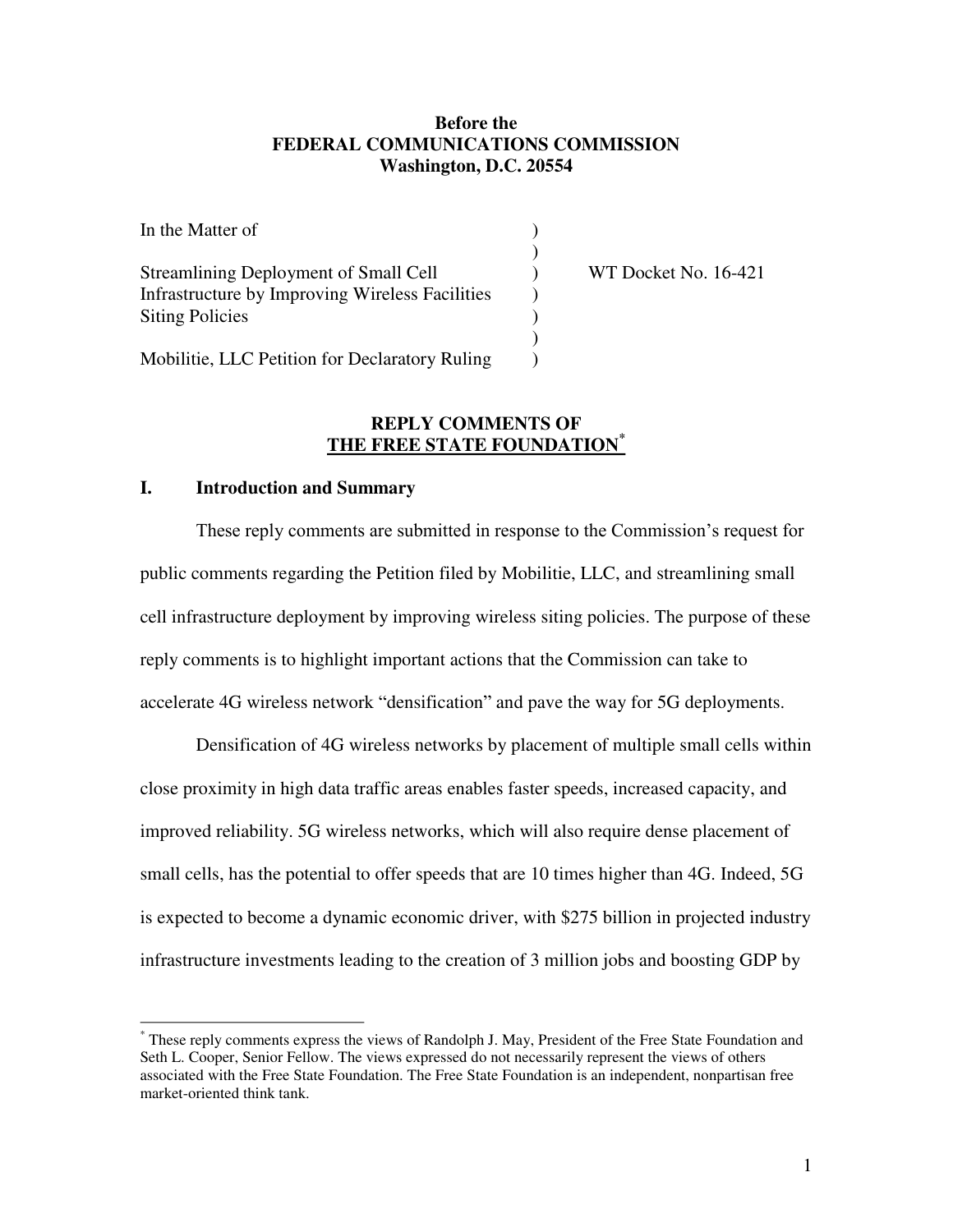**Before the**
**FEDERAL COMMUNICATIONS COMMISSION**
**Washington, D.C. 20554**

In the Matter of

Streamlining Deployment of Small Cell Infrastructure by Improving Wireless Facilities Siting Policies

Mobilitie, LLC Petition for Declaratory Ruling

WT Docket No. 16-421

## REPLY COMMENTS OF THE FREE STATE FOUNDATION[*]

### I. Introduction and Summary

These reply comments are submitted in response to the Commission's request for public comments regarding the Petition filed by Mobilitie, LLC, and streamlining small cell infrastructure deployment by improving wireless siting policies. The purpose of these reply comments is to highlight important actions that the Commission can take to accelerate 4G wireless network "densification" and pave the way for 5G deployments.

Densification of 4G wireless networks by placement of multiple small cells within close proximity in high data traffic areas enables faster speeds, increased capacity, and improved reliability. 5G wireless networks, which will also require dense placement of small cells, has the potential to offer speeds that are 10 times higher than 4G. Indeed, 5G is expected to become a dynamic economic driver, with $275 billion in projected industry infrastructure investments leading to the creation of 3 million jobs and boosting GDP by

---

[*] These reply comments express the views of Randolph J. May, President of the Free State Foundation and Seth L. Cooper, Senior Fellow. The views expressed do not necessarily represent the views of others associated with the Free State Foundation. The Free State Foundation is an independent, nonpartisan free market-oriented think tank.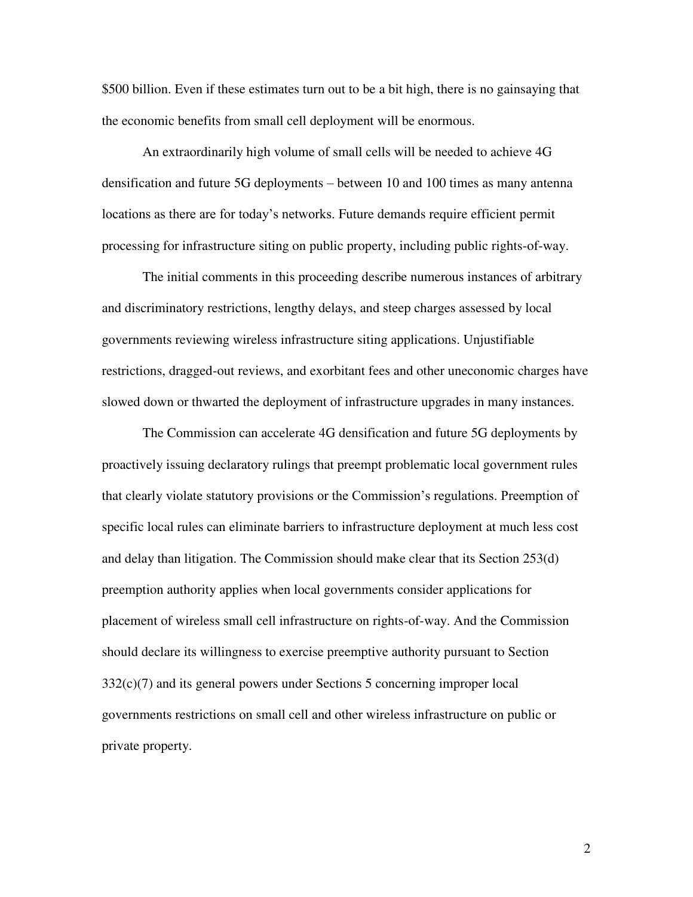$500 billion. Even if these estimates turn out to be a bit high, there is no gainsaying that the economic benefits from small cell deployment will be enormous.

An extraordinarily high volume of small cells will be needed to achieve 4G densification and future 5G deployments – between 10 and 100 times as many antenna locations as there are for today's networks. Future demands require efficient permit processing for infrastructure siting on public property, including public rights-of-way.

The initial comments in this proceeding describe numerous instances of arbitrary and discriminatory restrictions, lengthy delays, and steep charges assessed by local governments reviewing wireless infrastructure siting applications. Unjustifiable restrictions, dragged-out reviews, and exorbitant fees and other uneconomic charges have slowed down or thwarted the deployment of infrastructure upgrades in many instances.

The Commission can accelerate 4G densification and future 5G deployments by proactively issuing declaratory rulings that preempt problematic local government rules that clearly violate statutory provisions or the Commission's regulations. Preemption of specific local rules can eliminate barriers to infrastructure deployment at much less cost and delay than litigation. The Commission should make clear that its Section 253(d) preemption authority applies when local governments consider applications for placement of wireless small cell infrastructure on rights-of-way. And the Commission should declare its willingness to exercise preemptive authority pursuant to Section 332(c)(7) and its general powers under Sections 5 concerning improper local governments restrictions on small cell and other wireless infrastructure on public or private property.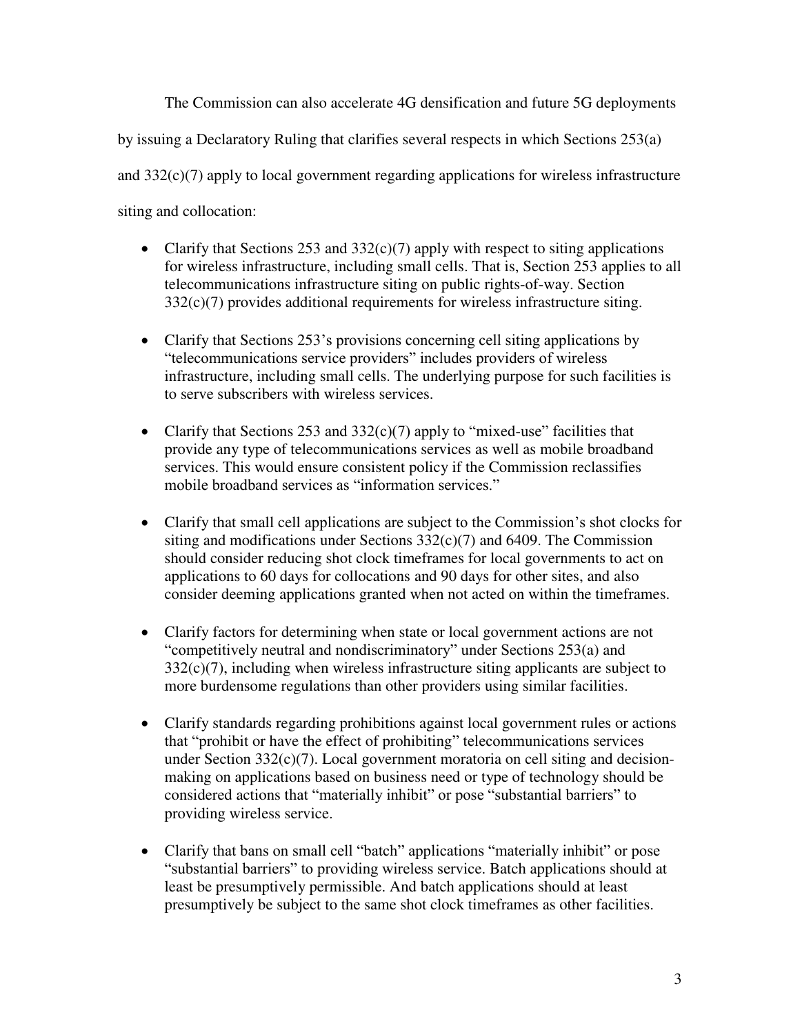The Commission can also accelerate 4G densification and future 5G deployments by issuing a Declaratory Ruling that clarifies several respects in which Sections 253(a) and 332(c)(7) apply to local government regarding applications for wireless infrastructure siting and collocation:

- Clarify that Sections 253 and 332(c)(7) apply with respect to siting applications for wireless infrastructure, including small cells. That is, Section 253 applies to all telecommunications infrastructure siting on public rights-of-way. Section 332(c)(7) provides additional requirements for wireless infrastructure siting.

- Clarify that Sections 253's provisions concerning cell siting applications by "telecommunications service providers" includes providers of wireless infrastructure, including small cells. The underlying purpose for such facilities is to serve subscribers with wireless services.

- Clarify that Sections 253 and 332(c)(7) apply to "mixed-use" facilities that provide any type of telecommunications services as well as mobile broadband services. This would ensure consistent policy if the Commission reclassifies mobile broadband services as "information services."

- Clarify that small cell applications are subject to the Commission's shot clocks for siting and modifications under Sections 332(c)(7) and 6409. The Commission should consider reducing shot clock timeframes for local governments to act on applications to 60 days for collocations and 90 days for other sites, and also consider deeming applications granted when not acted on within the timeframes.

- Clarify factors for determining when state or local government actions are not "competitively neutral and nondiscriminatory" under Sections 253(a) and 332(c)(7), including when wireless infrastructure siting applicants are subject to more burdensome regulations than other providers using similar facilities.

- Clarify standards regarding prohibitions against local government rules or actions that "prohibit or have the effect of prohibiting" telecommunications services under Section 332(c)(7). Local government moratoria on cell siting and decision-making on applications based on business need or type of technology should be considered actions that "materially inhibit" or pose "substantial barriers" to providing wireless service.

- Clarify that bans on small cell "batch" applications "materially inhibit" or pose "substantial barriers" to providing wireless service. Batch applications should at least be presumptively permissible. And batch applications should at least presumptively be subject to the same shot clock timeframes as other facilities.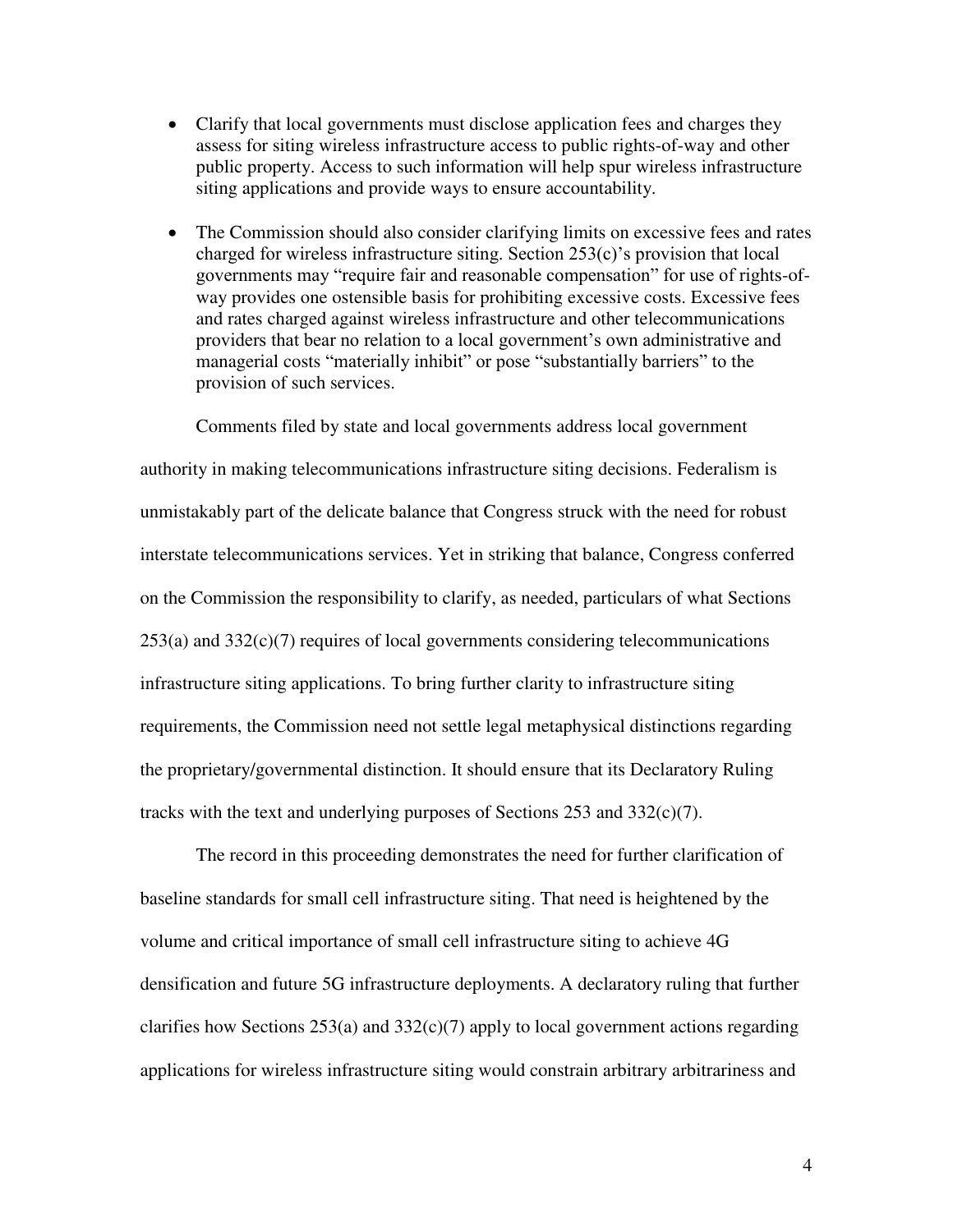- Clarify that local governments must disclose application fees and charges they assess for siting wireless infrastructure access to public rights-of-way and other public property. Access to such information will help spur wireless infrastructure siting applications and provide ways to ensure accountability.

- The Commission should also consider clarifying limits on excessive fees and rates charged for wireless infrastructure siting. Section 253(c)'s provision that local governments may "require fair and reasonable compensation" for use of rights-of-way provides one ostensible basis for prohibiting excessive costs. Excessive fees and rates charged against wireless infrastructure and other telecommunications providers that bear no relation to a local government's own administrative and managerial costs "materially inhibit" or pose "substantially barriers" to the provision of such services.

Comments filed by state and local governments address local government authority in making telecommunications infrastructure siting decisions. Federalism is unmistakably part of the delicate balance that Congress struck with the need for robust interstate telecommunications services. Yet in striking that balance, Congress conferred on the Commission the responsibility to clarify, as needed, particulars of what Sections 253(a) and 332(c)(7) requires of local governments considering telecommunications infrastructure siting applications. To bring further clarity to infrastructure siting requirements, the Commission need not settle legal metaphysical distinctions regarding the proprietary/governmental distinction. It should ensure that its Declaratory Ruling tracks with the text and underlying purposes of Sections 253 and 332(c)(7).

The record in this proceeding demonstrates the need for further clarification of baseline standards for small cell infrastructure siting. That need is heightened by the volume and critical importance of small cell infrastructure siting to achieve 4G densification and future 5G infrastructure deployments. A declaratory ruling that further clarifies how Sections 253(a) and 332(c)(7) apply to local government actions regarding applications for wireless infrastructure siting would constrain arbitrary arbitrariness and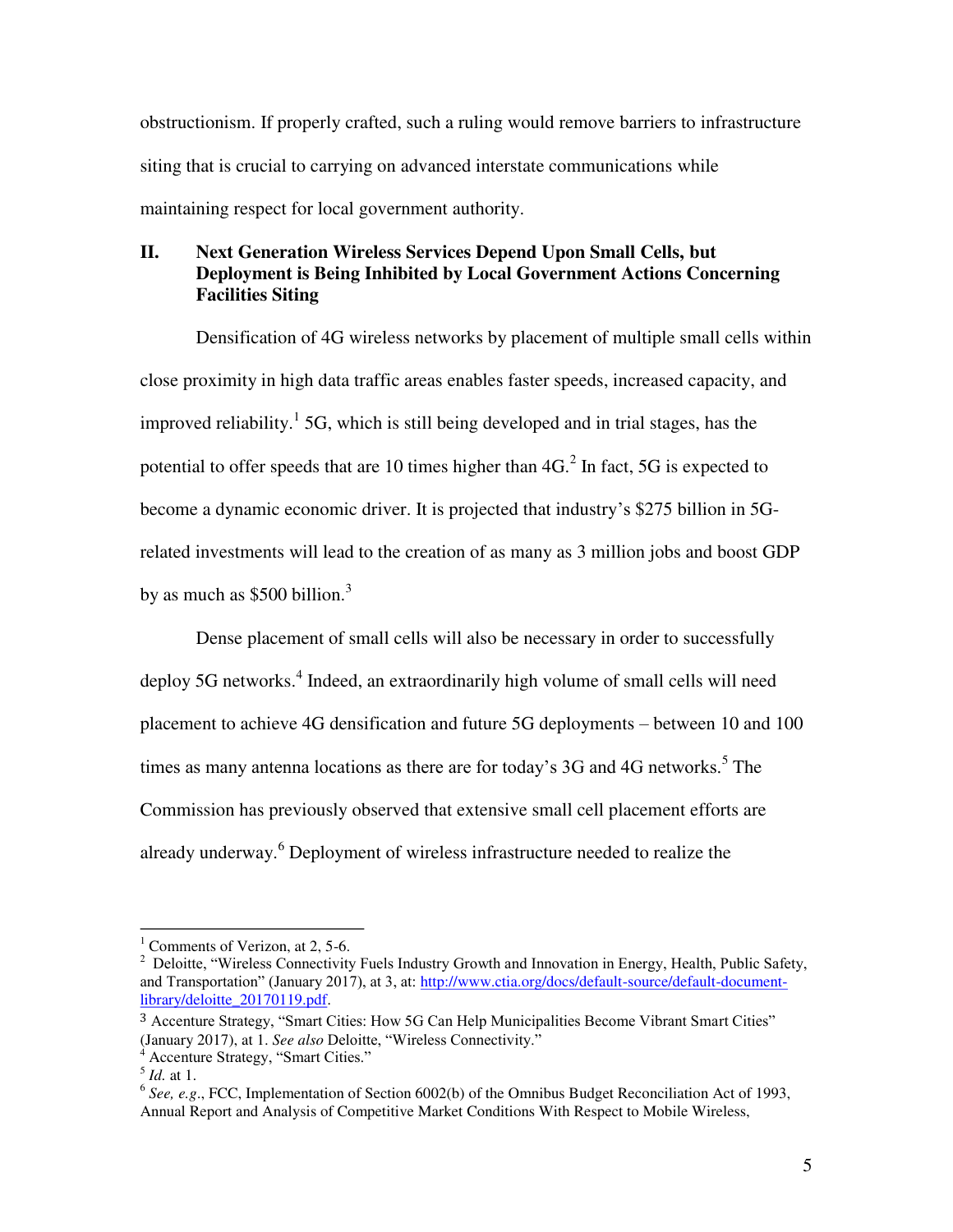obstructionism. If properly crafted, such a ruling would remove barriers to infrastructure siting that is crucial to carrying on advanced interstate communications while maintaining respect for local government authority.

## II. Next Generation Wireless Services Depend Upon Small Cells, but Deployment is Being Inhibited by Local Government Actions Concerning Facilities Siting

Densification of 4G wireless networks by placement of multiple small cells within close proximity in high data traffic areas enables faster speeds, increased capacity, and improved reliability.[1] 5G, which is still being developed and in trial stages, has the potential to offer speeds that are 10 times higher than 4G.[2] In fact, 5G is expected to become a dynamic economic driver. It is projected that industry's $275 billion in 5G-related investments will lead to the creation of as many as 3 million jobs and boost GDP by as much as $500 billion.[3]

Dense placement of small cells will also be necessary in order to successfully deploy 5G networks.[4] Indeed, an extraordinarily high volume of small cells will need placement to achieve 4G densification and future 5G deployments – between 10 and 100 times as many antenna locations as there are for today's 3G and 4G networks.[5] The Commission has previously observed that extensive small cell placement efforts are already underway.[6] Deployment of wireless infrastructure needed to realize the

---

[1] Comments of Verizon, at 2, 5-6.

[2] Deloitte, "Wireless Connectivity Fuels Industry Growth and Innovation in Energy, Health, Public Safety, and Transportation" (January 2017), at 3, at: http://www.ctia.org/docs/default-source/default-document-library/deloitte_20170119.pdf.

[3] Accenture Strategy, "Smart Cities: How 5G Can Help Municipalities Become Vibrant Smart Cities" (January 2017), at 1. *See also* Deloitte, "Wireless Connectivity."

[4] Accenture Strategy, "Smart Cities."

[5] *Id.* at 1.

[6] *See, e.g*., FCC, Implementation of Section 6002(b) of the Omnibus Budget Reconciliation Act of 1993, Annual Report and Analysis of Competitive Market Conditions With Respect to Mobile Wireless,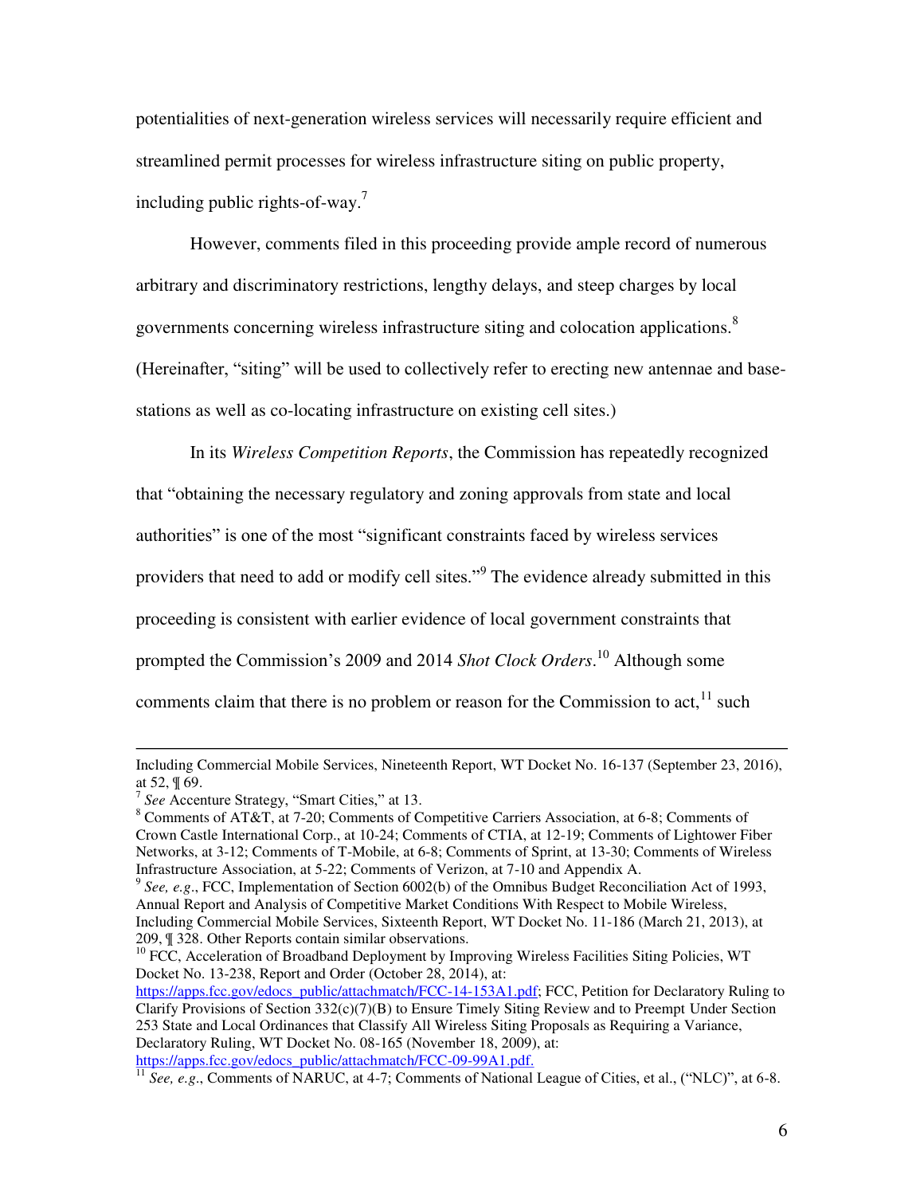potentialities of next-generation wireless services will necessarily require efficient and streamlined permit processes for wireless infrastructure siting on public property, including public rights-of-way.[7]

However, comments filed in this proceeding provide ample record of numerous arbitrary and discriminatory restrictions, lengthy delays, and steep charges by local governments concerning wireless infrastructure siting and colocation applications.[8] (Hereinafter, "siting" will be used to collectively refer to erecting new antennae and base-stations as well as co-locating infrastructure on existing cell sites.)

In its *Wireless Competition Reports*, the Commission has repeatedly recognized that "obtaining the necessary regulatory and zoning approvals from state and local authorities" is one of the most "significant constraints faced by wireless services providers that need to add or modify cell sites."[9] The evidence already submitted in this proceeding is consistent with earlier evidence of local government constraints that prompted the Commission's 2009 and 2014 *Shot Clock Orders*.[10] Although some comments claim that there is no problem or reason for the Commission to act,[11] such

---

Including Commercial Mobile Services, Nineteenth Report, WT Docket No. 16-137 (September 23, 2016), at 52, ¶ 69.

[7] *See* Accenture Strategy, "Smart Cities," at 13.

[8] Comments of AT&T, at 7-20; Comments of Competitive Carriers Association, at 6-8; Comments of Crown Castle International Corp., at 10-24; Comments of CTIA, at 12-19; Comments of Lightower Fiber Networks, at 3-12; Comments of T-Mobile, at 6-8; Comments of Sprint, at 13-30; Comments of Wireless Infrastructure Association, at 5-22; Comments of Verizon, at 7-10 and Appendix A.

[9] *See, e.g.*, FCC, Implementation of Section 6002(b) of the Omnibus Budget Reconciliation Act of 1993, Annual Report and Analysis of Competitive Market Conditions With Respect to Mobile Wireless, Including Commercial Mobile Services, Sixteenth Report, WT Docket No. 11-186 (March 21, 2013), at 209, ¶ 328. Other Reports contain similar observations.

[10] FCC, Acceleration of Broadband Deployment by Improving Wireless Facilities Siting Policies, WT Docket No. 13-238, Report and Order (October 28, 2014), at: https://apps.fcc.gov/edocs_public/attachmatch/FCC-14-153A1.pdf; FCC, Petition for Declaratory Ruling to Clarify Provisions of Section 332(c)(7)(B) to Ensure Timely Siting Review and to Preempt Under Section 253 State and Local Ordinances that Classify All Wireless Siting Proposals as Requiring a Variance, Declaratory Ruling, WT Docket No. 08-165 (November 18, 2009), at: https://apps.fcc.gov/edocs_public/attachmatch/FCC-09-99A1.pdf.

[11] *See, e.g.*, Comments of NARUC, at 4-7; Comments of National League of Cities, et al., ("NLC)", at 6-8.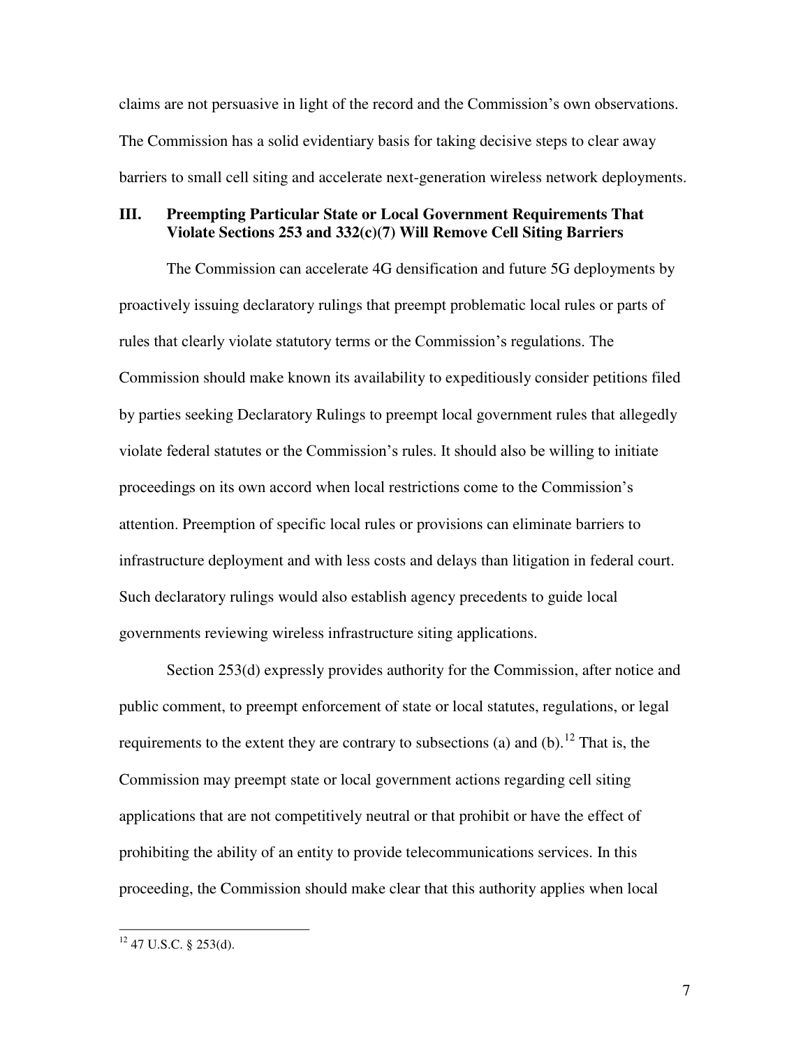claims are not persuasive in light of the record and the Commission's own observations. The Commission has a solid evidentiary basis for taking decisive steps to clear away barriers to small cell siting and accelerate next-generation wireless network deployments.

## III. Preempting Particular State or Local Government Requirements That Violate Sections 253 and 332(c)(7) Will Remove Cell Siting Barriers

The Commission can accelerate 4G densification and future 5G deployments by proactively issuing declaratory rulings that preempt problematic local rules or parts of rules that clearly violate statutory terms or the Commission's regulations. The Commission should make known its availability to expeditiously consider petitions filed by parties seeking Declaratory Rulings to preempt local government rules that allegedly violate federal statutes or the Commission's rules. It should also be willing to initiate proceedings on its own accord when local restrictions come to the Commission's attention. Preemption of specific local rules or provisions can eliminate barriers to infrastructure deployment and with less costs and delays than litigation in federal court. Such declaratory rulings would also establish agency precedents to guide local governments reviewing wireless infrastructure siting applications.

Section 253(d) expressly provides authority for the Commission, after notice and public comment, to preempt enforcement of state or local statutes, regulations, or legal requirements to the extent they are contrary to subsections (a) and (b).[12] That is, the Commission may preempt state or local government actions regarding cell siting applications that are not competitively neutral or that prohibit or have the effect of prohibiting the ability of an entity to provide telecommunications services. In this proceeding, the Commission should make clear that this authority applies when local

---

[12] 47 U.S.C. § 253(d).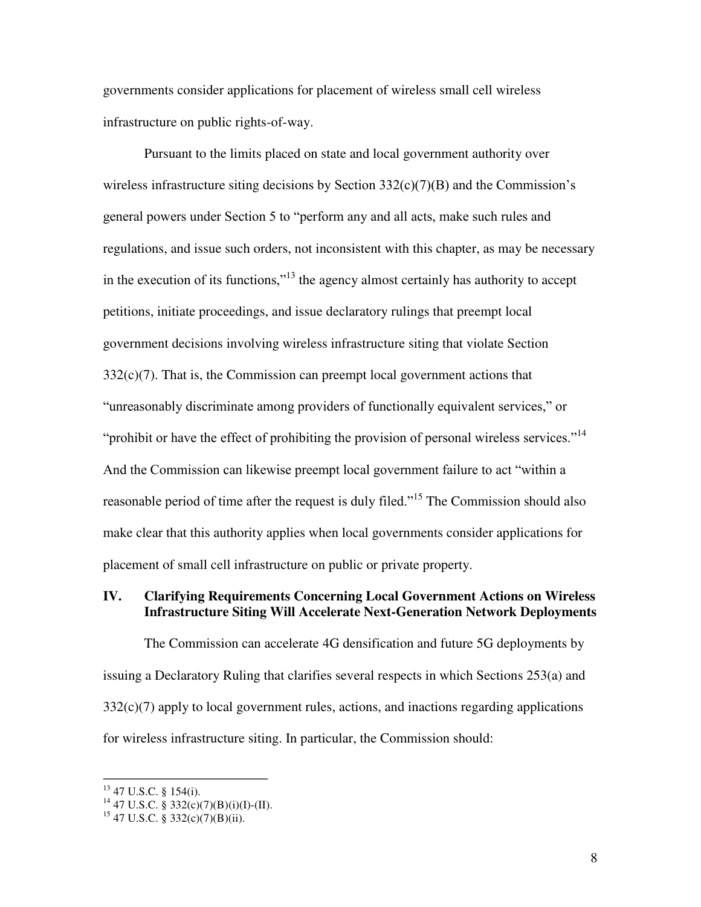governments consider applications for placement of wireless small cell wireless infrastructure on public rights-of-way.

Pursuant to the limits placed on state and local government authority over wireless infrastructure siting decisions by Section 332(c)(7)(B) and the Commission's general powers under Section 5 to "perform any and all acts, make such rules and regulations, and issue such orders, not inconsistent with this chapter, as may be necessary in the execution of its functions,"[13] the agency almost certainly has authority to accept petitions, initiate proceedings, and issue declaratory rulings that preempt local government decisions involving wireless infrastructure siting that violate Section 332(c)(7). That is, the Commission can preempt local government actions that "unreasonably discriminate among providers of functionally equivalent services," or "prohibit or have the effect of prohibiting the provision of personal wireless services."[14] And the Commission can likewise preempt local government failure to act "within a reasonable period of time after the request is duly filed."[15] The Commission should also make clear that this authority applies when local governments consider applications for placement of small cell infrastructure on public or private property.

## IV. Clarifying Requirements Concerning Local Government Actions on Wireless Infrastructure Siting Will Accelerate Next-Generation Network Deployments

The Commission can accelerate 4G densification and future 5G deployments by issuing a Declaratory Ruling that clarifies several respects in which Sections 253(a) and 332(c)(7) apply to local government rules, actions, and inactions regarding applications for wireless infrastructure siting. In particular, the Commission should:

---

[13] 47 U.S.C. § 154(i).

[14] 47 U.S.C. § 332(c)(7)(B)(i)(I)-(II).

[15] 47 U.S.C. § 332(c)(7)(B)(ii).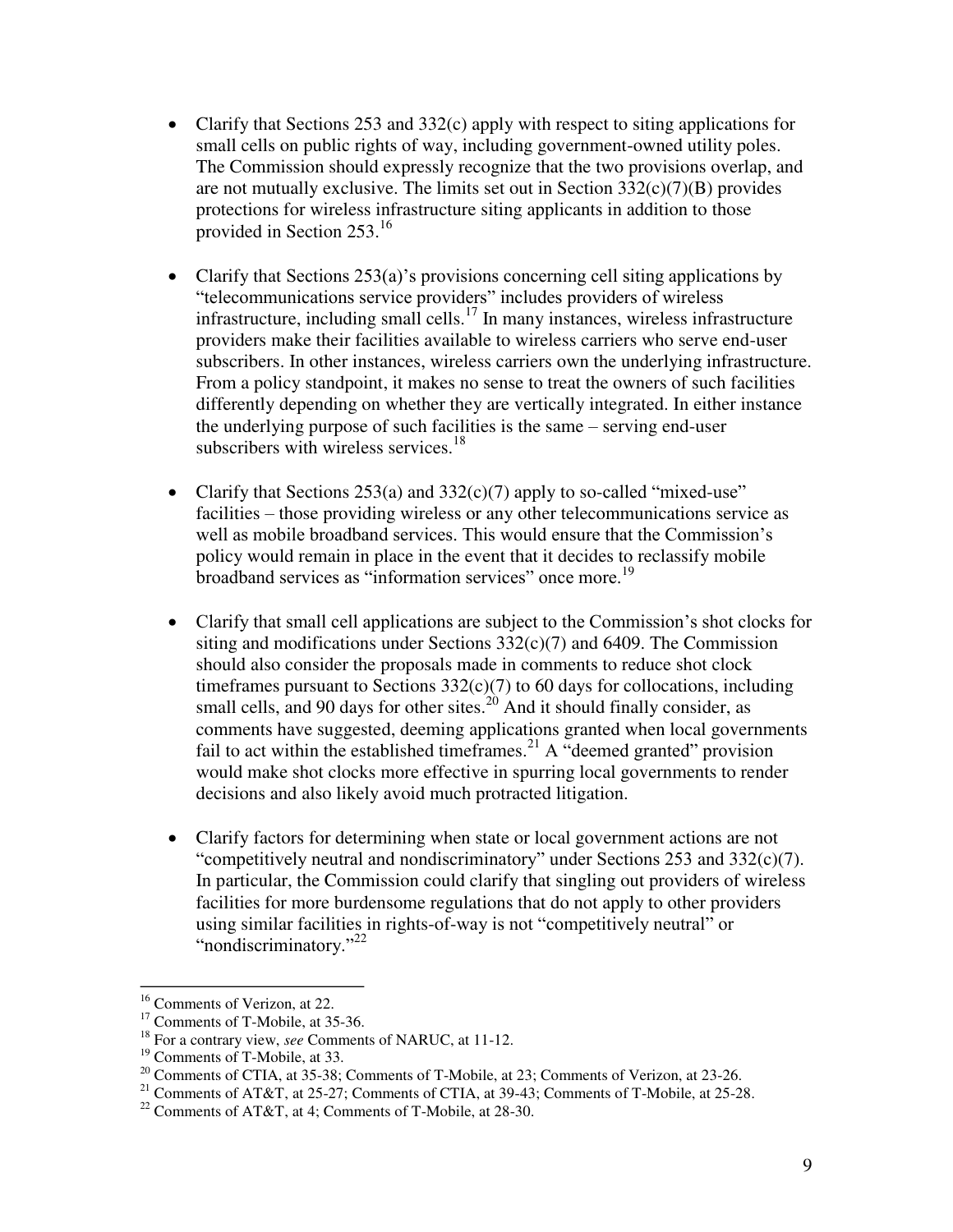- Clarify that Sections 253 and 332(c) apply with respect to siting applications for small cells on public rights of way, including government-owned utility poles. The Commission should expressly recognize that the two provisions overlap, and are not mutually exclusive. The limits set out in Section 332(c)(7)(B) provides protections for wireless infrastructure siting applicants in addition to those provided in Section 253.[16]

- Clarify that Sections 253(a)'s provisions concerning cell siting applications by "telecommunications service providers" includes providers of wireless infrastructure, including small cells.[17] In many instances, wireless infrastructure providers make their facilities available to wireless carriers who serve end-user subscribers. In other instances, wireless carriers own the underlying infrastructure. From a policy standpoint, it makes no sense to treat the owners of such facilities differently depending on whether they are vertically integrated. In either instance the underlying purpose of such facilities is the same – serving end-user subscribers with wireless services.[18]

- Clarify that Sections 253(a) and 332(c)(7) apply to so-called "mixed-use" facilities – those providing wireless or any other telecommunications service as well as mobile broadband services. This would ensure that the Commission's policy would remain in place in the event that it decides to reclassify mobile broadband services as "information services" once more.[19]

- Clarify that small cell applications are subject to the Commission's shot clocks for siting and modifications under Sections 332(c)(7) and 6409. The Commission should also consider the proposals made in comments to reduce shot clock timeframes pursuant to Sections 332(c)(7) to 60 days for collocations, including small cells, and 90 days for other sites.[20] And it should finally consider, as comments have suggested, deeming applications granted when local governments fail to act within the established timeframes.[21] A "deemed granted" provision would make shot clocks more effective in spurring local governments to render decisions and also likely avoid much protracted litigation.

- Clarify factors for determining when state or local government actions are not "competitively neutral and nondiscriminatory" under Sections 253 and 332(c)(7). In particular, the Commission could clarify that singling out providers of wireless facilities for more burdensome regulations that do not apply to other providers using similar facilities in rights-of-way is not "competitively neutral" or "nondiscriminatory."[22]

---

[16] Comments of Verizon, at 22.

[17] Comments of T-Mobile, at 35-36.

[18] For a contrary view, *see* Comments of NARUC, at 11-12.

[19] Comments of T-Mobile, at 33.

[20] Comments of CTIA, at 35-38; Comments of T-Mobile, at 23; Comments of Verizon, at 23-26.

[21] Comments of AT&T, at 25-27; Comments of CTIA, at 39-43; Comments of T-Mobile, at 25-28.

[22] Comments of AT&T, at 4; Comments of T-Mobile, at 28-30.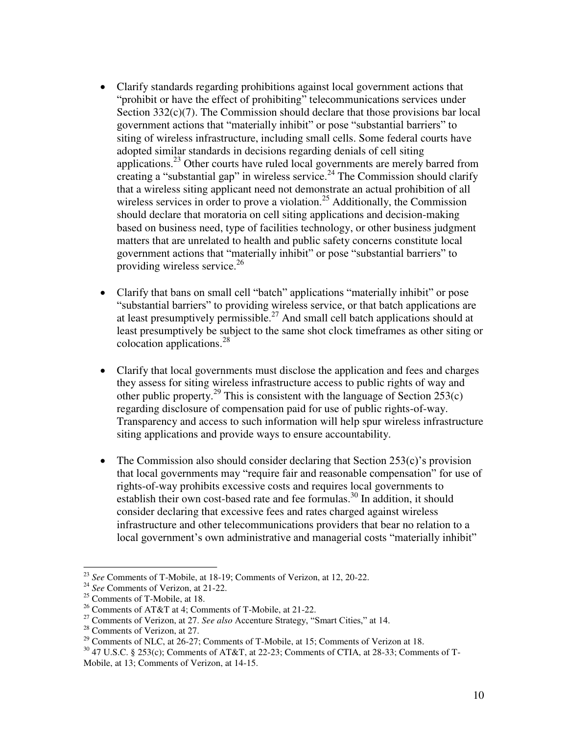- Clarify standards regarding prohibitions against local government actions that "prohibit or have the effect of prohibiting" telecommunications services under Section 332(c)(7). The Commission should declare that those provisions bar local government actions that "materially inhibit" or pose "substantial barriers" to siting of wireless infrastructure, including small cells. Some federal courts have adopted similar standards in decisions regarding denials of cell siting applications.[23] Other courts have ruled local governments are merely barred from creating a "substantial gap" in wireless service.[24] The Commission should clarify that a wireless siting applicant need not demonstrate an actual prohibition of all wireless services in order to prove a violation.[25] Additionally, the Commission should declare that moratoria on cell siting applications and decision-making based on business need, type of facilities technology, or other business judgment matters that are unrelated to health and public safety concerns constitute local government actions that "materially inhibit" or pose "substantial barriers" to providing wireless service.[26]

- Clarify that bans on small cell "batch" applications "materially inhibit" or pose "substantial barriers" to providing wireless service, or that batch applications are at least presumptively permissible.[27] And small cell batch applications should at least presumptively be subject to the same shot clock timeframes as other siting or colocation applications.[28]

- Clarify that local governments must disclose the application and fees and charges they assess for siting wireless infrastructure access to public rights of way and other public property.[29] This is consistent with the language of Section 253(c) regarding disclosure of compensation paid for use of public rights-of-way. Transparency and access to such information will help spur wireless infrastructure siting applications and provide ways to ensure accountability.

- The Commission also should consider declaring that Section 253(c)'s provision that local governments may "require fair and reasonable compensation" for use of rights-of-way prohibits excessive costs and requires local governments to establish their own cost-based rate and fee formulas.[30] In addition, it should consider declaring that excessive fees and rates charged against wireless infrastructure and other telecommunications providers that bear no relation to a local government's own administrative and managerial costs "materially inhibit"

---

[23] *See* Comments of T-Mobile, at 18-19; Comments of Verizon, at 12, 20-22.

[24] *See* Comments of Verizon, at 21-22.

[25] Comments of T-Mobile, at 18.

[26] Comments of AT&T at 4; Comments of T-Mobile, at 21-22.

[27] Comments of Verizon, at 27. *See also* Accenture Strategy, "Smart Cities," at 14.

[28] Comments of Verizon, at 27.

[29] Comments of NLC, at 26-27; Comments of T-Mobile, at 15; Comments of Verizon at 18.

[30] 47 U.S.C. § 253(c); Comments of AT&T, at 22-23; Comments of CTIA, at 28-33; Comments of T-Mobile, at 13; Comments of Verizon, at 14-15.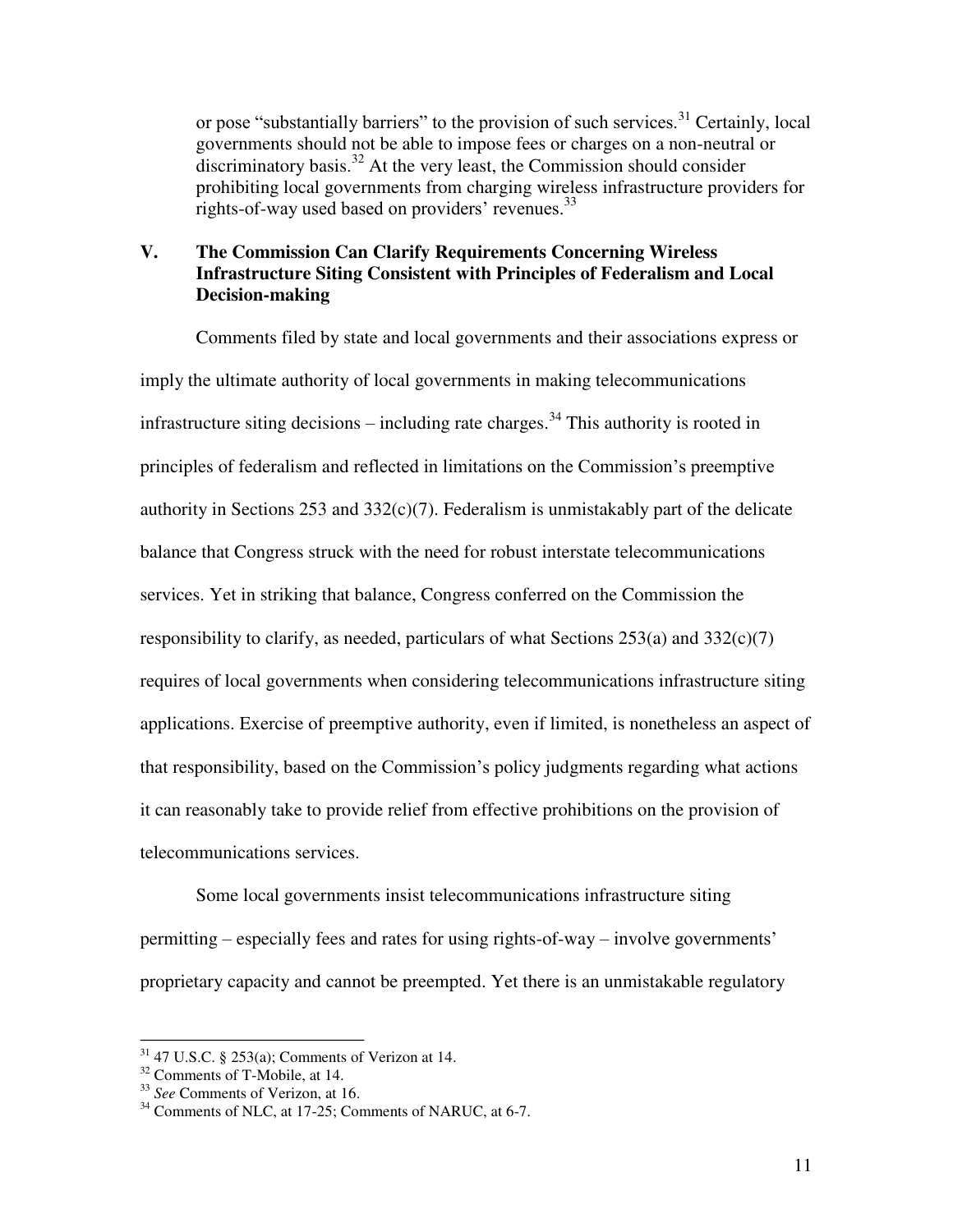or pose "substantially barriers" to the provision of such services.[31] Certainly, local governments should not be able to impose fees or charges on a non-neutral or discriminatory basis.[32] At the very least, the Commission should consider prohibiting local governments from charging wireless infrastructure providers for rights-of-way used based on providers' revenues.[33]

## V. The Commission Can Clarify Requirements Concerning Wireless Infrastructure Siting Consistent with Principles of Federalism and Local Decision-making

Comments filed by state and local governments and their associations express or imply the ultimate authority of local governments in making telecommunications infrastructure siting decisions – including rate charges.[34] This authority is rooted in principles of federalism and reflected in limitations on the Commission's preemptive authority in Sections 253 and 332(c)(7). Federalism is unmistakably part of the delicate balance that Congress struck with the need for robust interstate telecommunications services. Yet in striking that balance, Congress conferred on the Commission the responsibility to clarify, as needed, particulars of what Sections 253(a) and 332(c)(7) requires of local governments when considering telecommunications infrastructure siting applications. Exercise of preemptive authority, even if limited, is nonetheless an aspect of that responsibility, based on the Commission's policy judgments regarding what actions it can reasonably take to provide relief from effective prohibitions on the provision of telecommunications services.

Some local governments insist telecommunications infrastructure siting permitting – especially fees and rates for using rights-of-way – involve governments' proprietary capacity and cannot be preempted. Yet there is an unmistakable regulatory

---

[31] 47 U.S.C. § 253(a); Comments of Verizon at 14.

[32] Comments of T-Mobile, at 14.

[33] *See* Comments of Verizon, at 16.

[34] Comments of NLC, at 17-25; Comments of NARUC, at 6-7.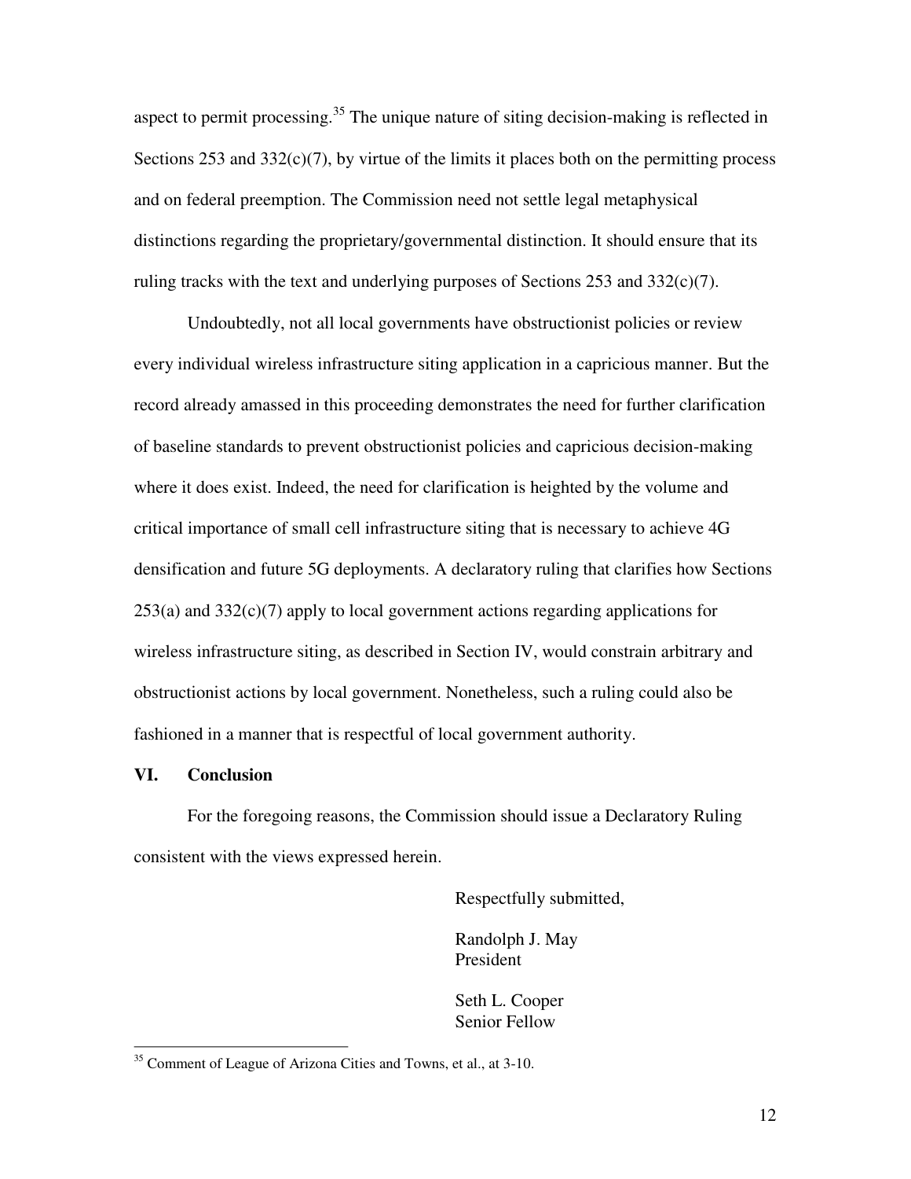aspect to permit processing.[35] The unique nature of siting decision-making is reflected in Sections 253 and 332(c)(7), by virtue of the limits it places both on the permitting process and on federal preemption. The Commission need not settle legal metaphysical distinctions regarding the proprietary/governmental distinction. It should ensure that its ruling tracks with the text and underlying purposes of Sections 253 and 332(c)(7).

Undoubtedly, not all local governments have obstructionist policies or review every individual wireless infrastructure siting application in a capricious manner. But the record already amassed in this proceeding demonstrates the need for further clarification of baseline standards to prevent obstructionist policies and capricious decision-making where it does exist. Indeed, the need for clarification is heighted by the volume and critical importance of small cell infrastructure siting that is necessary to achieve 4G densification and future 5G deployments. A declaratory ruling that clarifies how Sections 253(a) and 332(c)(7) apply to local government actions regarding applications for wireless infrastructure siting, as described in Section IV, would constrain arbitrary and obstructionist actions by local government. Nonetheless, such a ruling could also be fashioned in a manner that is respectful of local government authority.

## VI. Conclusion

For the foregoing reasons, the Commission should issue a Declaratory Ruling consistent with the views expressed herein.

Respectfully submitted,

Randolph J. May
President

Seth L. Cooper
Senior Fellow

---

[35] Comment of League of Arizona Cities and Towns, et al., at 3-10.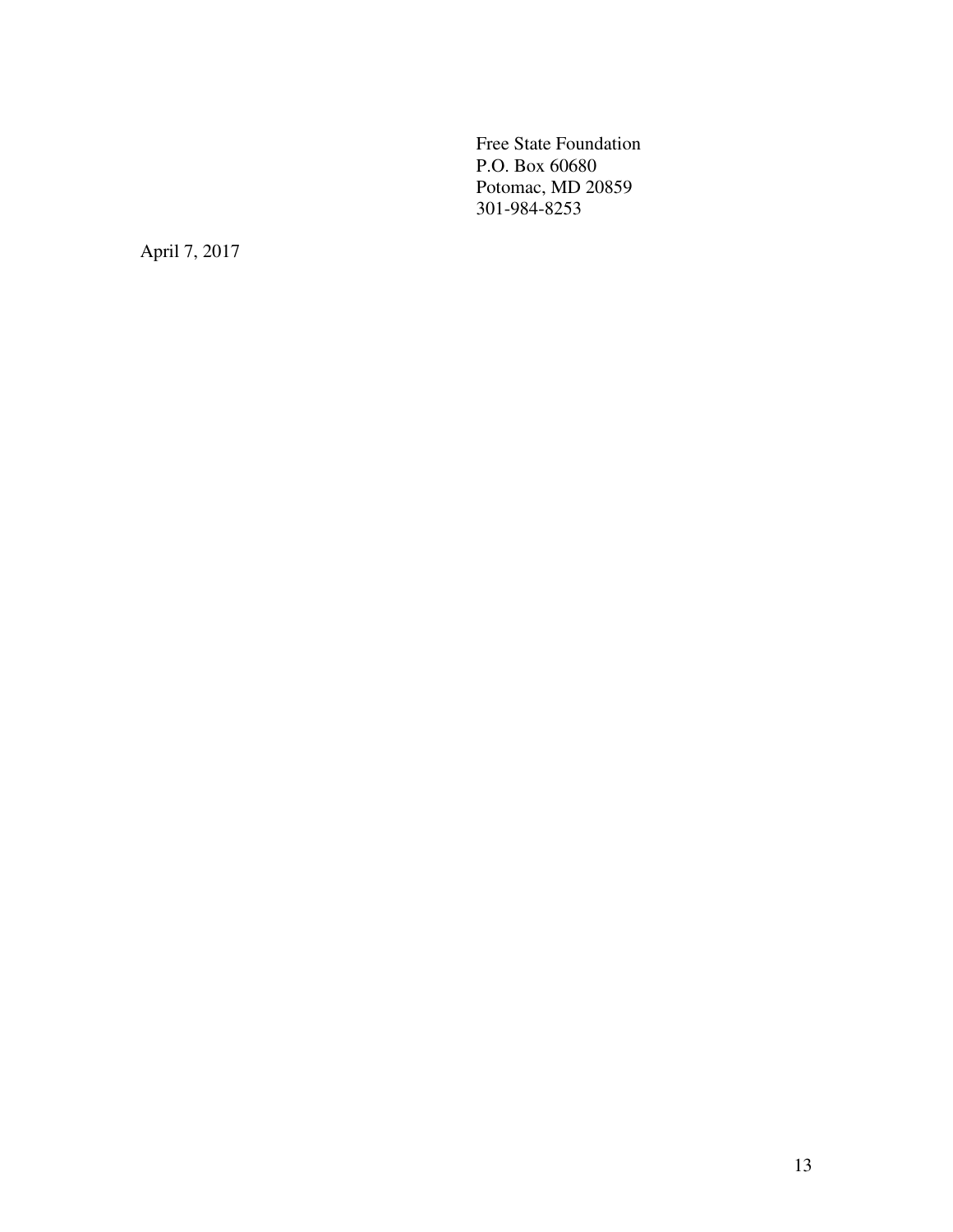Free State Foundation
P.O. Box 60680
Potomac, MD 20859
301-984-8253

April 7, 2017